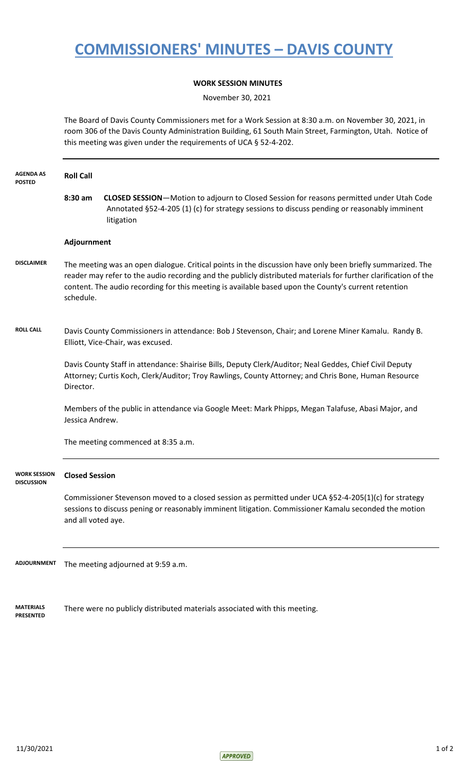# COMMISSIONERS' MINUTES – DAVIS COUNTY

**WORK SESSION MINUTES**

November 30, 2021

The Board of Davis County Commissioners met for a Work Session at 8:30 a.m. on November 30, 2021, in room 306 of the Davis County Administration Building, 61 South Main Street, Farmington, Utah. Notice of this meeting was given under the requirements of UCA § 52-4-202.

---

**AGENDA AS POSTED**

**Roll Call**

**8:30 am** **CLOSED SESSION**—Motion to adjourn to Closed Session for reasons permitted under Utah Code Annotated §52-4-205 (1) (c) for strategy sessions to discuss pending or reasonably imminent litigation

**Adjournment**

**DISCLAIMER**

The meeting was an open dialogue. Critical points in the discussion have only been briefly summarized. The reader may refer to the audio recording and the publicly distributed materials for further clarification of the content. The audio recording for this meeting is available based upon the County's current retention schedule.

**ROLL CALL**

Davis County Commissioners in attendance: Bob J Stevenson, Chair; and Lorene Miner Kamalu. Randy B. Elliott, Vice-Chair, was excused.

Davis County Staff in attendance: Shairise Bills, Deputy Clerk/Auditor; Neal Geddes, Chief Civil Deputy Attorney; Curtis Koch, Clerk/Auditor; Troy Rawlings, County Attorney; and Chris Bone, Human Resource Director.

Members of the public in attendance via Google Meet: Mark Phipps, Megan Talafuse, Abasi Major, and Jessica Andrew.

The meeting commenced at 8:35 a.m.

---

**WORK SESSION DISCUSSION**

**Closed Session**

Commissioner Stevenson moved to a closed session as permitted under UCA §52-4-205(1)(c) for strategy sessions to discuss pening or reasonably imminent litigation. Commissioner Kamalu seconded the motion and all voted aye.

---

**ADJOURNMENT**

The meeting adjourned at 9:59 a.m.

**MATERIALS PRESENTED**

There were no publicly distributed materials associated with this meeting.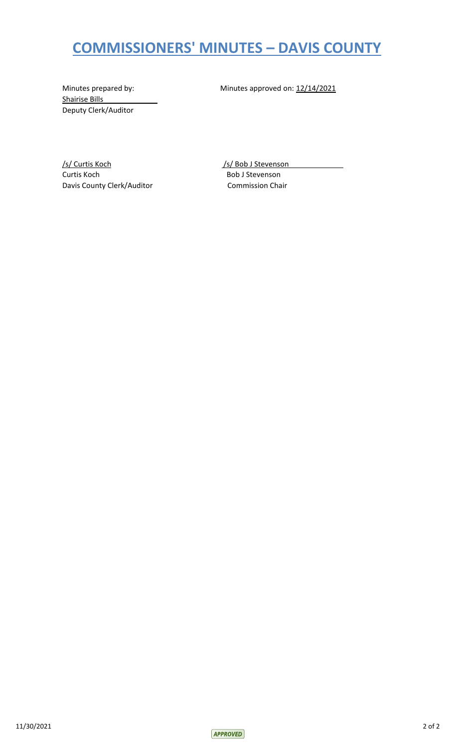# COMMISSIONERS' MINUTES – DAVIS COUNTY

Minutes prepared by:
Shairise Bills
Deputy Clerk/Auditor

Minutes approved on: 12/14/2021

/s/ Curtis Koch
Curtis Koch
Davis County Clerk/Auditor

/s/ Bob J Stevenson
Bob J Stevenson
Commission Chair

APPROVED